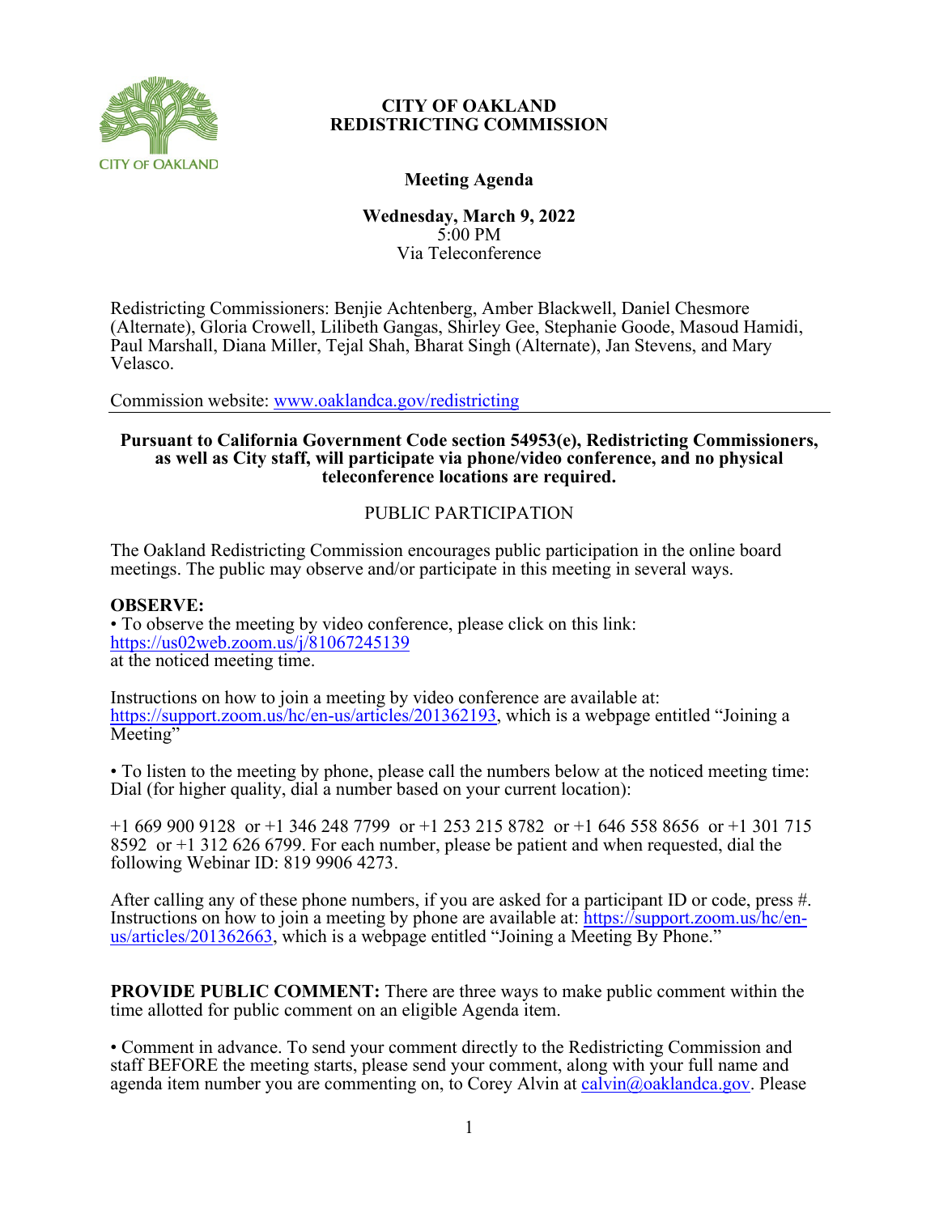# CITY OF OAKLAND
# REDISTRICTING COMMISSION

## Meeting Agenda

**Wednesday, March 9, 2022**
5:00 PM
Via Teleconference

Redistricting Commissioners: Benjie Achtenberg, Amber Blackwell, Daniel Chesmore (Alternate), Gloria Crowell, Lilibeth Gangas, Shirley Gee, Stephanie Goode, Masoud Hamidi, Paul Marshall, Diana Miller, Tejal Shah, Bharat Singh (Alternate), Jan Stevens, and Mary Velasco.

Commission website: www.oaklandca.gov/redistricting

---

**Pursuant to California Government Code section 54953(e), Redistricting Commissioners, as well as City staff, will participate via phone/video conference, and no physical teleconference locations are required.**

PUBLIC PARTICIPATION

The Oakland Redistricting Commission encourages public participation in the online board meetings. The public may observe and/or participate in this meeting in several ways.

**OBSERVE:**

• To observe the meeting by video conference, please click on this link: https://us02web.zoom.us/j/81067245139 at the noticed meeting time.

Instructions on how to join a meeting by video conference are available at: https://support.zoom.us/hc/en-us/articles/201362193, which is a webpage entitled "Joining a Meeting"

• To listen to the meeting by phone, please call the numbers below at the noticed meeting time: Dial (for higher quality, dial a number based on your current location):

+1 669 900 9128 or +1 346 248 7799 or +1 253 215 8782 or +1 646 558 8656 or +1 301 715 8592 or +1 312 626 6799. For each number, please be patient and when requested, dial the following Webinar ID: 819 9906 4273.

After calling any of these phone numbers, if you are asked for a participant ID or code, press #. Instructions on how to join a meeting by phone are available at: https://support.zoom.us/hc/en-us/articles/201362663, which is a webpage entitled "Joining a Meeting By Phone."

**PROVIDE PUBLIC COMMENT:** There are three ways to make public comment within the time allotted for public comment on an eligible Agenda item.

• Comment in advance. To send your comment directly to the Redistricting Commission and staff BEFORE the meeting starts, please send your comment, along with your full name and agenda item number you are commenting on, to Corey Alvin at calvin@oaklandca.gov. Please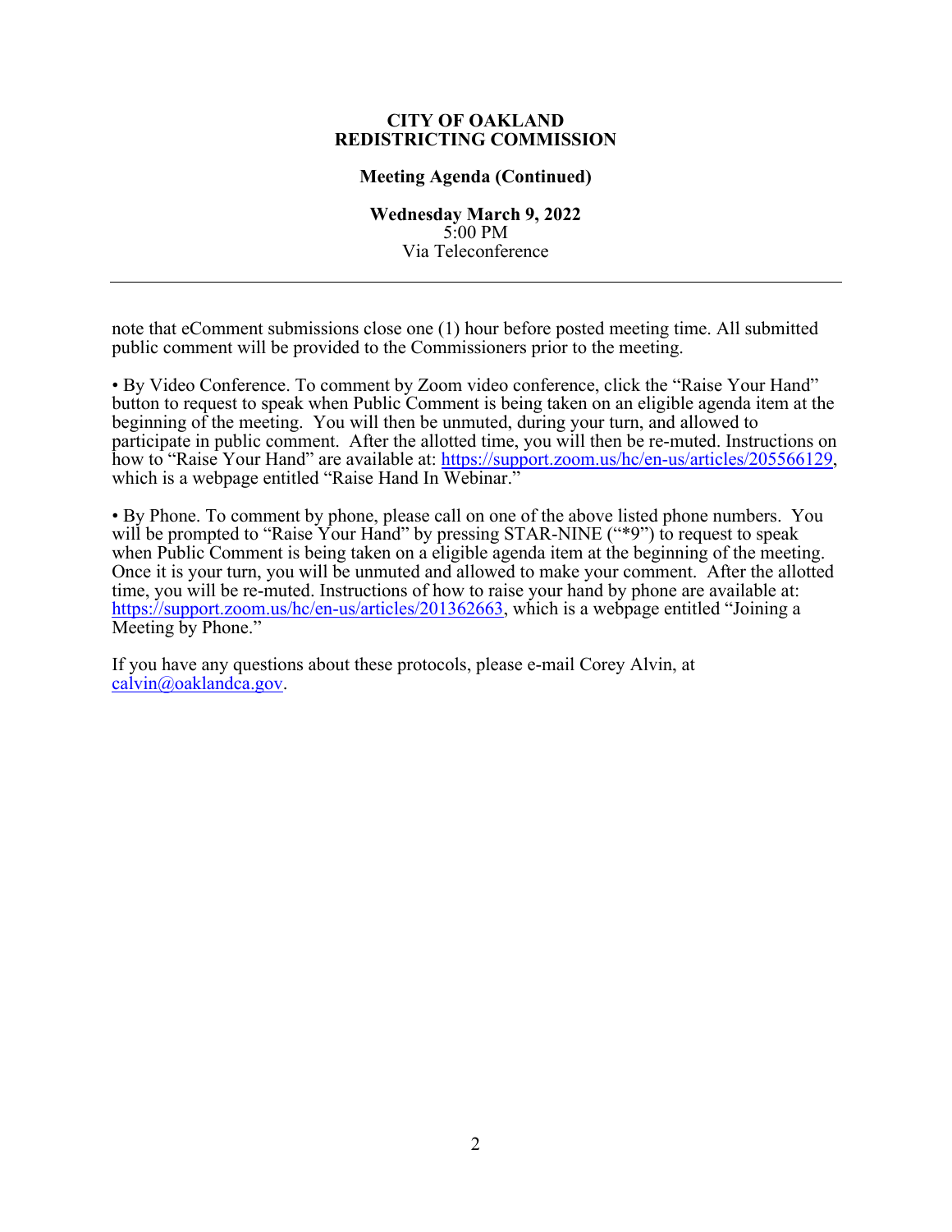**CITY OF OAKLAND**
**REDISTRICTING COMMISSION**

**Meeting Agenda (Continued)**

**Wednesday March 9, 2022**
5:00 PM
Via Teleconference

---

note that eComment submissions close one (1) hour before posted meeting time. All submitted public comment will be provided to the Commissioners prior to the meeting.

• By Video Conference. To comment by Zoom video conference, click the "Raise Your Hand" button to request to speak when Public Comment is being taken on an eligible agenda item at the beginning of the meeting. You will then be unmuted, during your turn, and allowed to participate in public comment. After the allotted time, you will then be re-muted. Instructions on how to "Raise Your Hand" are available at: https://support.zoom.us/hc/en-us/articles/205566129, which is a webpage entitled "Raise Hand In Webinar."

• By Phone. To comment by phone, please call on one of the above listed phone numbers. You will be prompted to "Raise Your Hand" by pressing STAR-NINE ("*9") to request to speak when Public Comment is being taken on a eligible agenda item at the beginning of the meeting. Once it is your turn, you will be unmuted and allowed to make your comment. After the allotted time, you will be re-muted. Instructions of how to raise your hand by phone are available at: https://support.zoom.us/hc/en-us/articles/201362663, which is a webpage entitled "Joining a Meeting by Phone."

If you have any questions about these protocols, please e-mail Corey Alvin, at calvin@oaklandca.gov.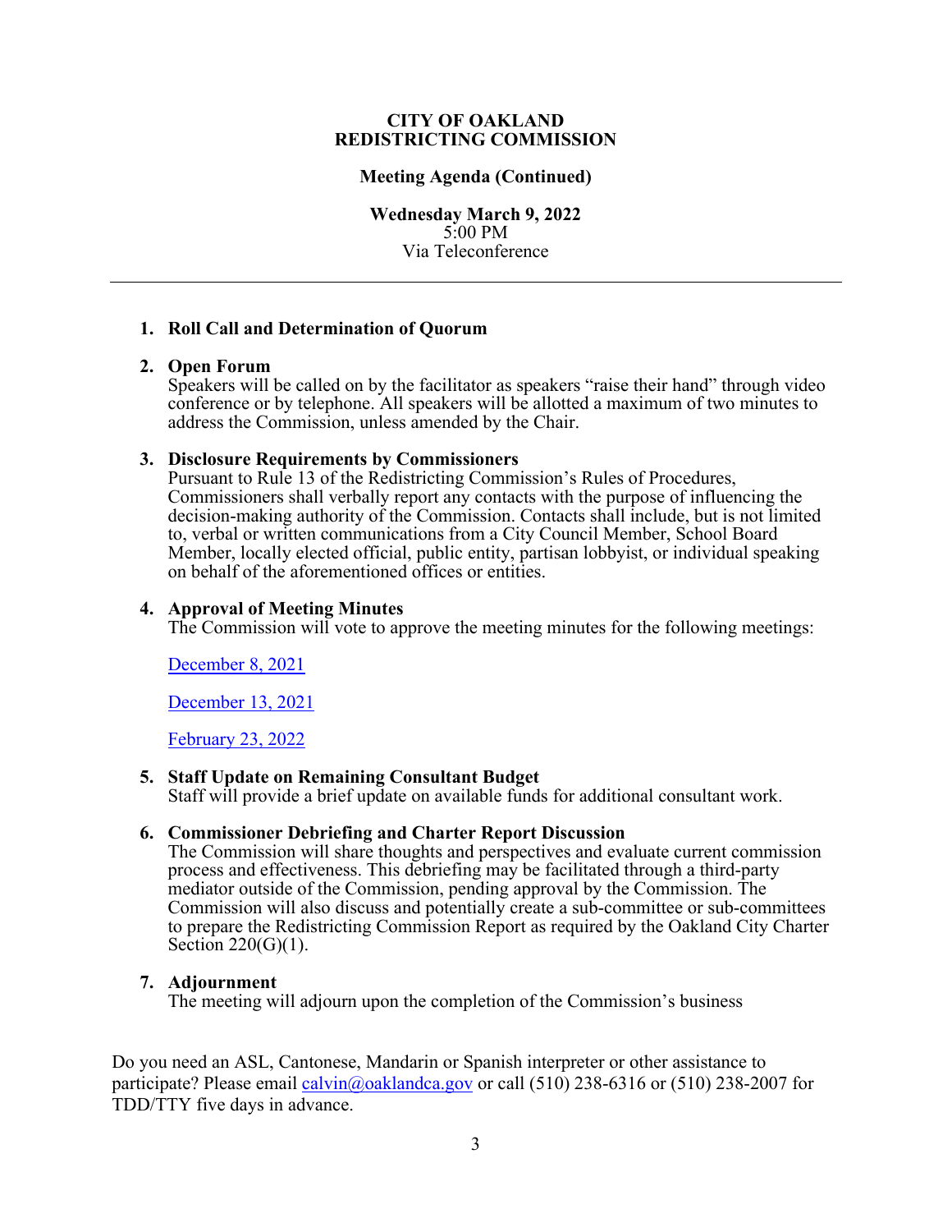**CITY OF OAKLAND**
**REDISTRICTING COMMISSION**

**Meeting Agenda (Continued)**

**Wednesday March 9, 2022**
5:00 PM
Via Teleconference

---

1. **Roll Call and Determination of Quorum**

2. **Open Forum**
   Speakers will be called on by the facilitator as speakers "raise their hand" through video conference or by telephone. All speakers will be allotted a maximum of two minutes to address the Commission, unless amended by the Chair.

3. **Disclosure Requirements by Commissioners**
   Pursuant to Rule 13 of the Redistricting Commission's Rules of Procedures, Commissioners shall verbally report any contacts with the purpose of influencing the decision-making authority of the Commission. Contacts shall include, but is not limited to, verbal or written communications from a City Council Member, School Board Member, locally elected official, public entity, partisan lobbyist, or individual speaking on behalf of the aforementioned offices or entities.

4. **Approval of Meeting Minutes**
   The Commission will vote to approve the meeting minutes for the following meetings:

   December 8, 2021

   December 13, 2021

   February 23, 2022

5. **Staff Update on Remaining Consultant Budget**
   Staff will provide a brief update on available funds for additional consultant work.

6. **Commissioner Debriefing and Charter Report Discussion**
   The Commission will share thoughts and perspectives and evaluate current commission process and effectiveness. This debriefing may be facilitated through a third-party mediator outside of the Commission, pending approval by the Commission. The Commission will also discuss and potentially create a sub-committee or sub-committees to prepare the Redistricting Commission Report as required by the Oakland City Charter Section 220(G)(1).

7. **Adjournment**
   The meeting will adjourn upon the completion of the Commission's business

Do you need an ASL, Cantonese, Mandarin or Spanish interpreter or other assistance to participate? Please email calvin@oaklandca.gov or call (510) 238-6316 or (510) 238-2007 for TDD/TTY five days in advance.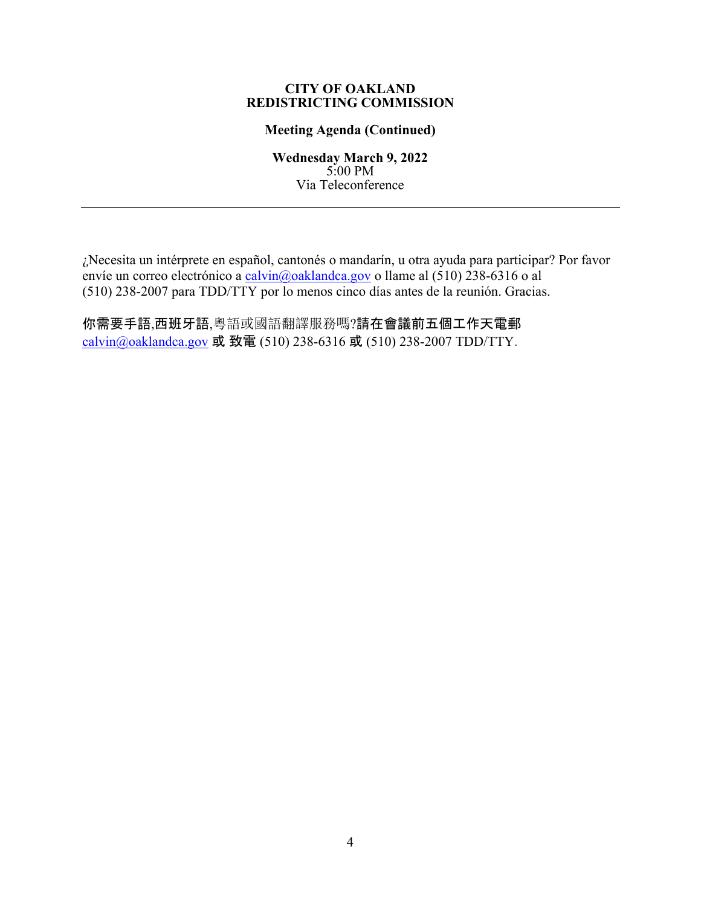**CITY OF OAKLAND**
**REDISTRICTING COMMISSION**

**Meeting Agenda (Continued)**

**Wednesday March 9, 2022**
5:00 PM
Via Teleconference

---

¿Necesita un intérprete en español, cantonés o mandarín, u otra ayuda para participar? Por favor envíe un correo electrónico a calvin@oaklandca.gov o llame al (510) 238-6316 o al (510) 238-2007 para TDD/TTY por lo menos cinco días antes de la reunión. Gracias.

**你需要手語,西班牙語,**粵語或國語翻譯服務嗎?**請在會議前五個工作天電郵** calvin@oaklandca.gov **或 致電** (510) 238-6316 **或** (510) 238-2007 TDD/TTY.